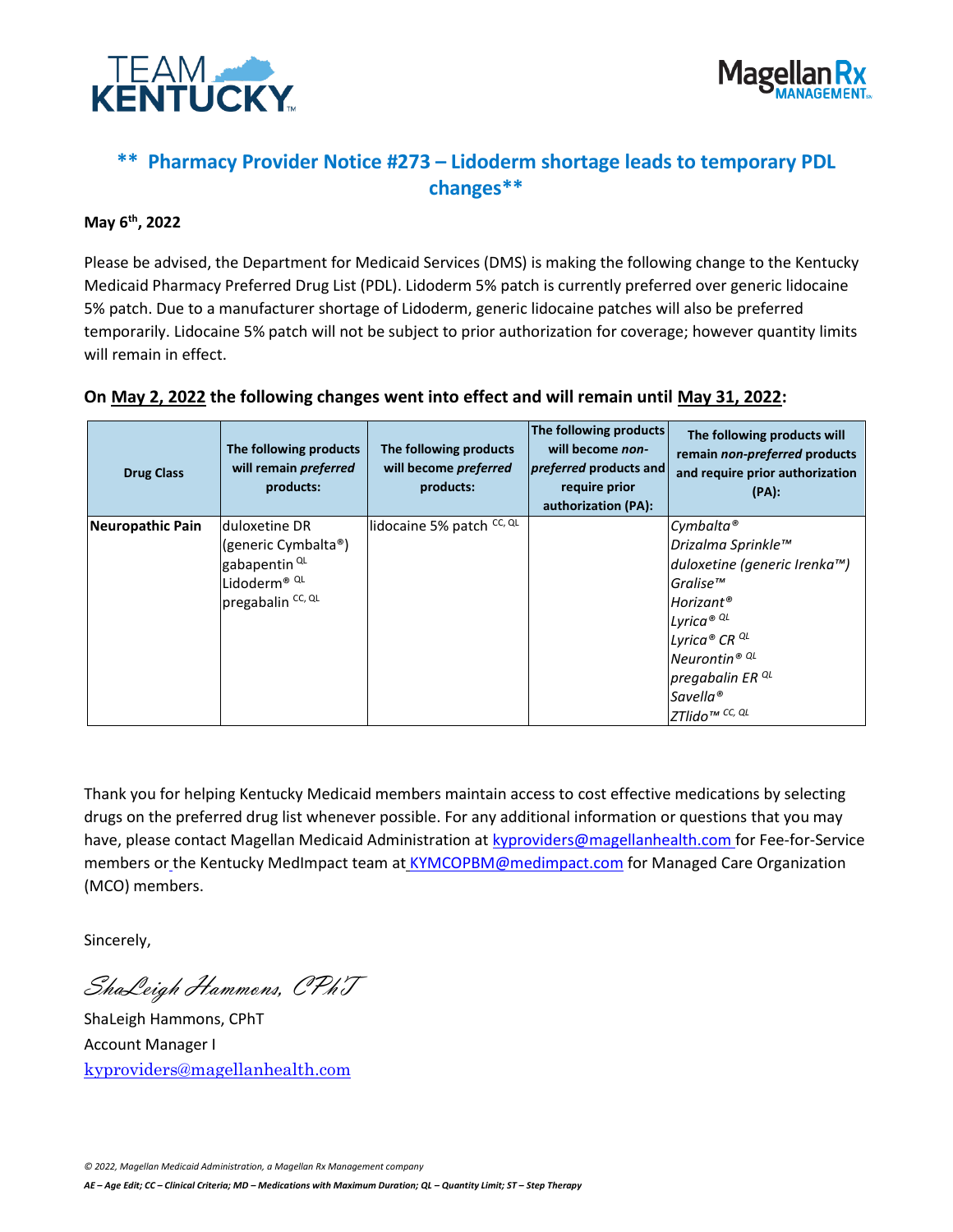# ** Pharmacy Provider Notice #273 – Lidoderm shortage leads to temporary PDL changes**

**May 6th, 2022**

Please be advised, the Department for Medicaid Services (DMS) is making the following change to the Kentucky Medicaid Pharmacy Preferred Drug List (PDL). Lidoderm 5% patch is currently preferred over generic lidocaine 5% patch. Due to a manufacturer shortage of Lidoderm, generic lidocaine patches will also be preferred temporarily. Lidocaine 5% patch will not be subject to prior authorization for coverage; however quantity limits will remain in effect.

**On May 2, 2022 the following changes went into effect and will remain until May 31, 2022:**

| Drug Class | The following products will remain *preferred* products: | The following products will become *preferred* products: | The following products will become *non-preferred* products and require prior authorization (PA): | The following products will remain *non-preferred* products and require prior authorization (PA): |
|---|---|---|---|---|
| **Neuropathic Pain** | duloxetine DR (generic Cymbalta®)<br>gabapentin QL<br>Lidoderm® QL<br>pregabalin CC, QL | lidocaine 5% patch CC, QL | | *Cymbalta®*<br>*Drizalma Sprinkle™*<br>*duloxetine (generic Irenka™)*<br>*Gralise™*<br>*Horizant®*<br>*Lyrica® QL*<br>*Lyrica® CR QL*<br>*Neurontin® QL*<br>*pregabalin ER QL*<br>*Savella®*<br>*ZTlido™ CC, QL* |

Thank you for helping Kentucky Medicaid members maintain access to cost effective medications by selecting drugs on the preferred drug list whenever possible. For any additional information or questions that you may have, please contact Magellan Medicaid Administration at kyproviders@magellanhealth.com for Fee-for-Service members or the Kentucky MedImpact team at KYMCOPBM@medimpact.com for Managed Care Organization (MCO) members.

Sincerely,

*ShaLeigh Hammons, CPhT*

ShaLeigh Hammons, CPhT
Account Manager I
kyproviders@magellanhealth.com

*© 2022, Magellan Medicaid Administration, a Magellan Rx Management company*

***AE – Age Edit; CC – Clinical Criteria; MD – Medications with Maximum Duration; QL – Quantity Limit; ST – Step Therapy***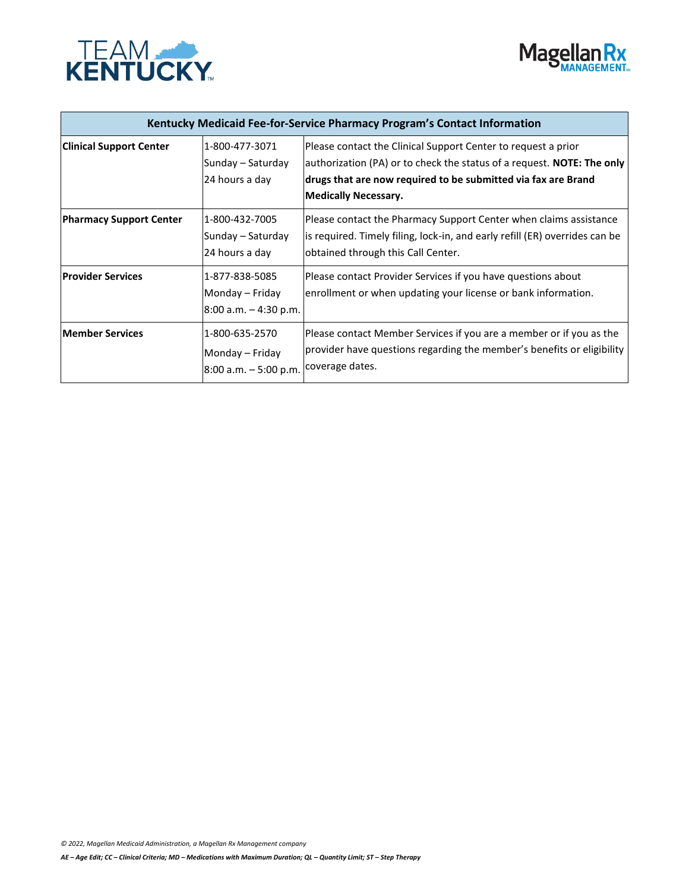| Kentucky Medicaid Fee-for-Service Pharmacy Program's Contact Information | | |
|---|---|---|
| **Clinical Support Center** | 1-800-477-3071<br>Sunday – Saturday<br>24 hours a day | Please contact the Clinical Support Center to request a prior authorization (PA) or to check the status of a request. **NOTE: The only drugs that are now required to be submitted via fax are Brand Medically Necessary.** |
| **Pharmacy Support Center** | 1-800-432-7005<br>Sunday – Saturday<br>24 hours a day | Please contact the Pharmacy Support Center when claims assistance is required. Timely filing, lock-in, and early refill (ER) overrides can be obtained through this Call Center. |
| **Provider Services** | 1-877-838-5085<br>Monday – Friday<br>8:00 a.m. – 4:30 p.m. | Please contact Provider Services if you have questions about enrollment or when updating your license or bank information. |
| **Member Services** | 1-800-635-2570<br>Monday – Friday<br>8:00 a.m. – 5:00 p.m. | Please contact Member Services if you are a member or if you as the provider have questions regarding the member's benefits or eligibility coverage dates. |

*© 2022, Magellan Medicaid Administration, a Magellan Rx Management company*

***AE – Age Edit; CC – Clinical Criteria; MD – Medications with Maximum Duration; QL – Quantity Limit; ST – Step Therapy***